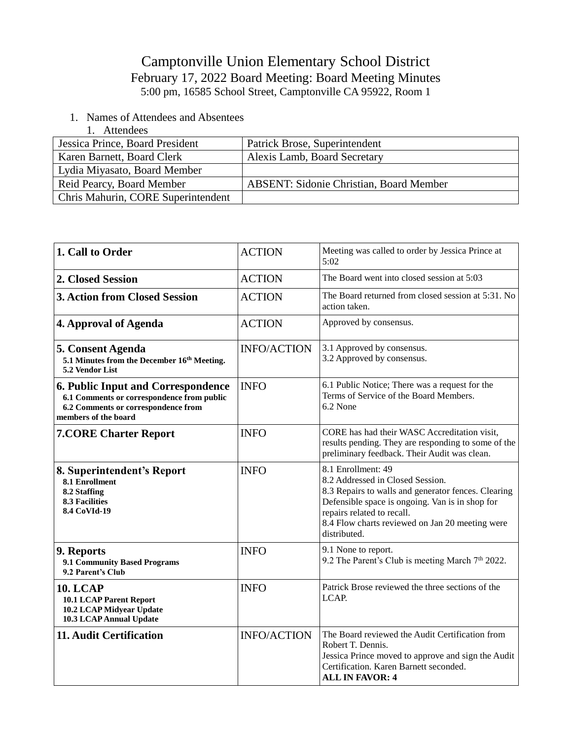# Camptonville Union Elementary School District

## February 17, 2022 Board Meeting: Board Meeting Minutes

5:00 pm, 16585 School Street, Camptonville CA 95922, Room 1

1. Names of Attendees and Absentees
   1. Attendees

| | |
|---|---|
| Jessica Prince, Board President | Patrick Brose, Superintendent |
| Karen Barnett, Board Clerk | Alexis Lamb, Board Secretary |
| Lydia Miyasato, Board Member | |
| Reid Pearcy, Board Member | ABSENT: Sidonie Christian, Board Member |
| Chris Mahurin, CORE Superintendent | |

| | | |
|---|---|---|
| **1. Call to Order** | ACTION | Meeting was called to order by Jessica Prince at 5:02 |
| **2. Closed Session** | ACTION | The Board went into closed session at 5:03 |
| **3. Action from Closed Session** | ACTION | The Board returned from closed session at 5:31. No action taken. |
| **4. Approval of Agenda** | ACTION | Approved by consensus. |
| **5. Consent Agenda**<br>**5.1 Minutes from the December 16th Meeting.**<br>**5.2 Vendor List** | INFO/ACTION | 3.1 Approved by consensus.<br>3.2 Approved by consensus. |
| **6. Public Input and Correspondence**<br>**6.1 Comments or correspondence from public**<br>**6.2 Comments or correspondence from members of the board** | INFO | 6.1 Public Notice; There was a request for the Terms of Service of the Board Members.<br>6.2 None |
| **7.CORE Charter Report** | INFO | CORE has had their WASC Accreditation visit, results pending. They are responding to some of the preliminary feedback. Their Audit was clean. |
| **8. Superintendent's Report**<br>**8.1 Enrollment**<br>**8.2 Staffing**<br>**8.3 Facilities**<br>**8.4 CoVId-19** | INFO | 8.1 Enrollment: 49<br>8.2 Addressed in Closed Session.<br>8.3 Repairs to walls and generator fences. Clearing Defensible space is ongoing. Van is in shop for repairs related to recall.<br>8.4 Flow charts reviewed on Jan 20 meeting were distributed. |
| **9. Reports**<br>**9.1 Community Based Programs**<br>**9.2 Parent's Club** | INFO | 9.1 None to report.<br>9.2 The Parent's Club is meeting March 7th 2022. |
| **10. LCAP**<br>**10.1 LCAP Parent Report**<br>**10.2 LCAP Midyear Update**<br>**10.3 LCAP Annual Update** | INFO | Patrick Brose reviewed the three sections of the LCAP. |
| **11. Audit Certification** | INFO/ACTION | The Board reviewed the Audit Certification from Robert T. Dennis.<br>Jessica Prince moved to approve and sign the Audit Certification. Karen Barnett seconded.<br>**ALL IN FAVOR: 4** |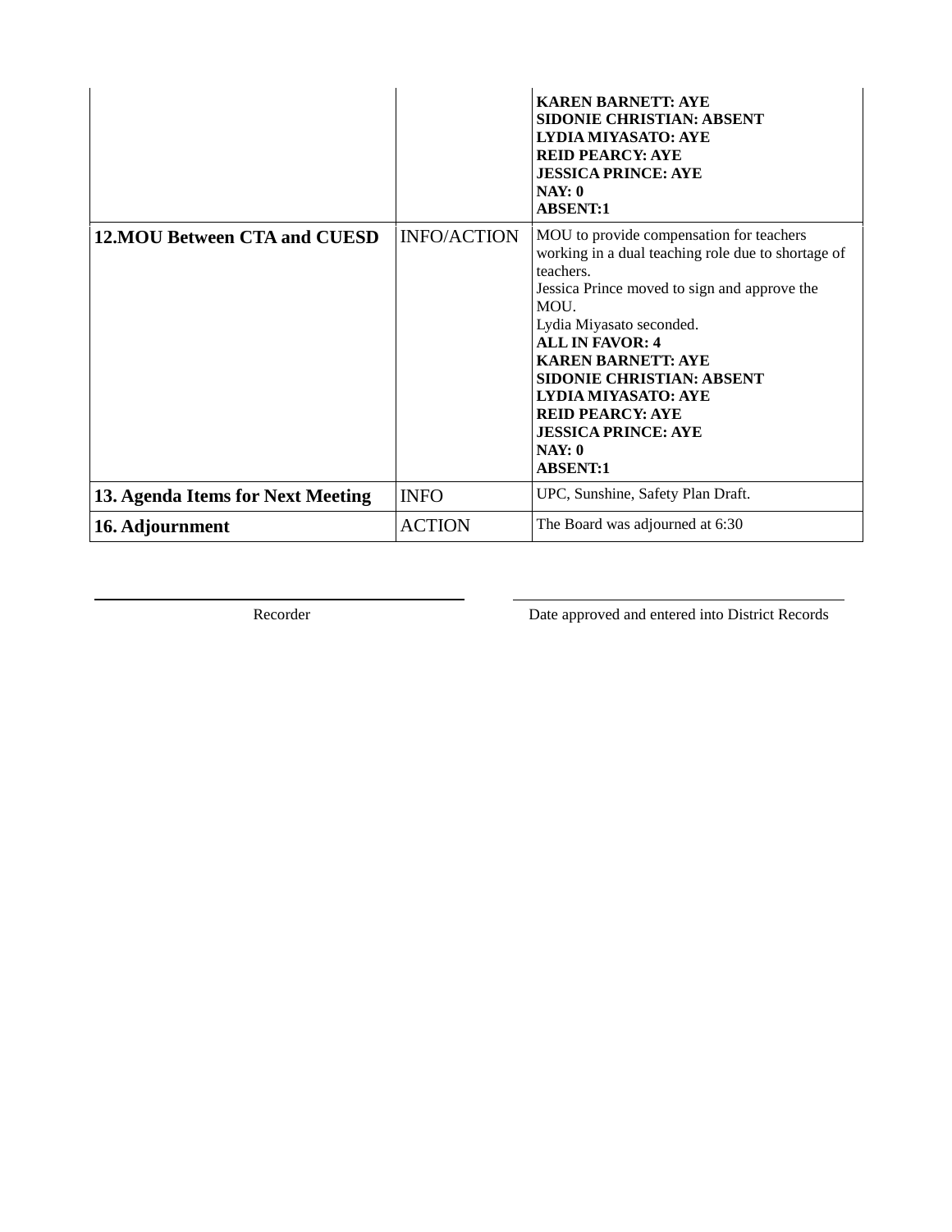| | | |
|---|---|---|
| | | **KAREN BARNETT: AYE**<br>**SIDONIE CHRISTIAN: ABSENT**<br>**LYDIA MIYASATO: AYE**<br>**REID PEARCY: AYE**<br>**JESSICA PRINCE: AYE**<br>**NAY: 0**<br>**ABSENT:1** |
| **12.MOU Between CTA and CUESD** | INFO/ACTION | MOU to provide compensation for teachers working in a dual teaching role due to shortage of teachers.<br>Jessica Prince moved to sign and approve the MOU.<br>Lydia Miyasato seconded.<br>**ALL IN FAVOR: 4**<br>**KAREN BARNETT: AYE**<br>**SIDONIE CHRISTIAN: ABSENT**<br>**LYDIA MIYASATO: AYE**<br>**REID PEARCY: AYE**<br>**JESSICA PRINCE: AYE**<br>**NAY: 0**<br>**ABSENT:1** |
| **13. Agenda Items for Next Meeting** | INFO | UPC, Sunshine, Safety Plan Draft. |
| **16. Adjournment** | ACTION | The Board was adjourned at 6:30 |

\_\_\_\_\_\_\_\_\_\_\_\_\_\_\_\_\_\_\_\_\_\_\_\_\_\_\_\_\_\_ Recorder

\_\_\_\_\_\_\_\_\_\_\_\_\_\_\_\_\_\_\_\_\_\_\_\_\_\_\_\_\_\_ Date approved and entered into District Records